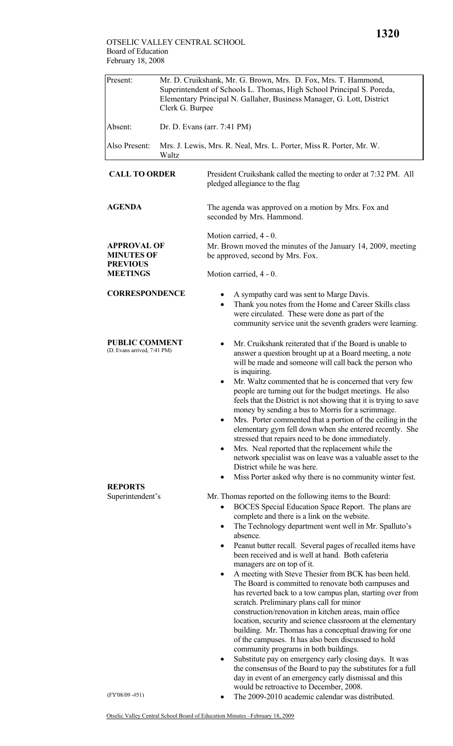OTSELIC VALLEY CENTRAL SCHOOL
Board of Education
February 18, 2008

| | |
|---|---|
| Present: | Mr. D. Cruikshank, Mr. G. Brown, Mrs. D. Fox, Mrs. T. Hammond, Superintendent of Schools L. Thomas, High School Principal S. Poreda, Elementary Principal N. Gallaher, Business Manager, G. Lott, District Clerk G. Burpee |
| Absent: | Dr. D. Evans (arr. 7:41 PM) |
| Also Present: | Mrs. J. Lewis, Mrs. R. Neal, Mrs. L. Porter, Miss R. Porter, Mr. W. Waltz |

**CALL TO ORDER**

President Cruikshank called the meeting to order at 7:32 PM. All pledged allegiance to the flag

**AGENDA**

The agenda was approved on a motion by Mrs. Fox and seconded by Mrs. Hammond.

Motion carried, 4 - 0.

**APPROVAL OF MINUTES OF PREVIOUS MEETINGS**

Mr. Brown moved the minutes of the January 14, 2009, meeting be approved, second by Mrs. Fox.

Motion carried, 4 - 0.

**CORRESPONDENCE**

- A sympathy card was sent to Marge Davis.
- Thank you notes from the Home and Career Skills class were circulated. These were done as part of the community service unit the seventh graders were learning.

**PUBLIC COMMENT**
(D. Evans arrived, 7:41 PM)

- Mr. Cruikshank reiterated that if the Board is unable to answer a question brought up at a Board meeting, a note will be made and someone will call back the person who is inquiring.
- Mr. Waltz commented that he is concerned that very few people are turning out for the budget meetings. He also feels that the District is not showing that it is trying to save money by sending a bus to Morris for a scrimmage.
- Mrs. Porter commented that a portion of the ceiling in the elementary gym fell down when she entered recently. She stressed that repairs need to be done immediately.
- Mrs. Neal reported that the replacement while the network specialist was on leave was a valuable asset to the District while he was here.
- Miss Porter asked why there is no community winter fest.

**REPORTS**
Superintendent's

Mr. Thomas reported on the following items to the Board:

- BOCES Special Education Space Report. The plans are complete and there is a link on the website.
- The Technology department went well in Mr. Spalluto's absence.
- Peanut butter recall. Several pages of recalled items have been received and is well at hand. Both cafeteria managers are on top of it.
- A meeting with Steve Thesier from BCK has been held. The Board is committed to renovate both campuses and has reverted back to a tow campus plan, starting over from scratch. Preliminary plans call for minor construction/renovation in kitchen areas, main office location, security and science classroom at the elementary building. Mr. Thomas has a conceptual drawing for one of the campuses. It has also been discussed to hold community programs in both buildings.
- Substitute pay on emergency early closing days. It was the consensus of the Board to pay the substitutes for a full day in event of an emergency early dismissal and this would be retroactive to December, 2008.
- The 2009-2010 academic calendar was distributed.

(FY'08/09 -#51)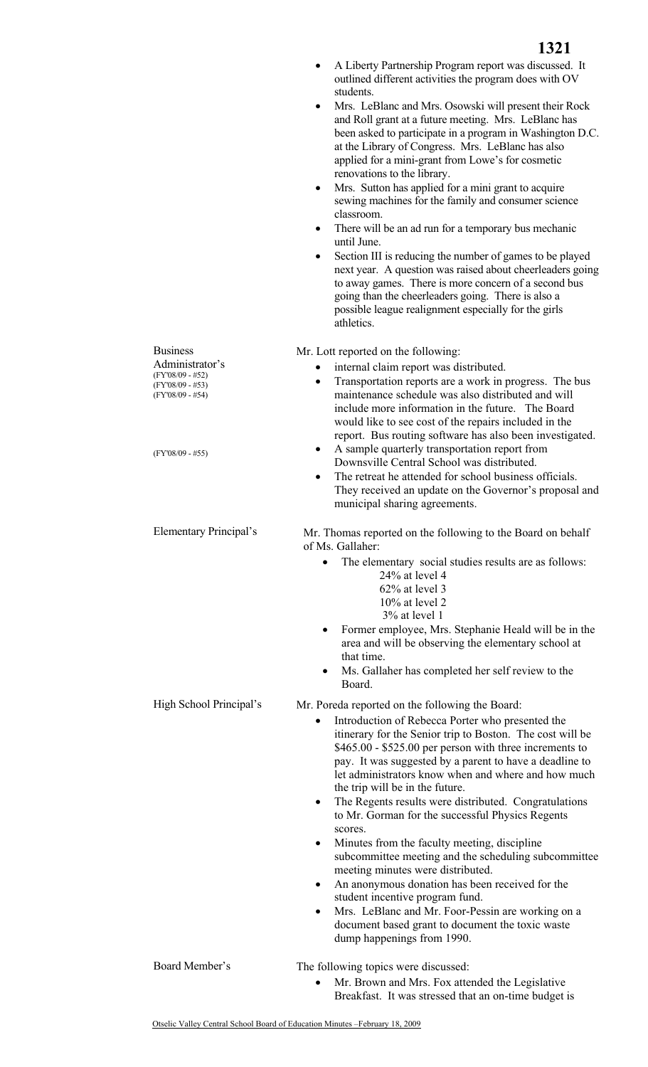- A Liberty Partnership Program report was discussed. It outlined different activities the program does with OV students.
- Mrs. LeBlanc and Mrs. Osowski will present their Rock and Roll grant at a future meeting. Mrs. LeBlanc has been asked to participate in a program in Washington D.C. at the Library of Congress. Mrs. LeBlanc has also applied for a mini-grant from Lowe's for cosmetic renovations to the library.
- Mrs. Sutton has applied for a mini grant to acquire sewing machines for the family and consumer science classroom.
- There will be an ad run for a temporary bus mechanic until June.
- Section III is reducing the number of games to be played next year. A question was raised about cheerleaders going to away games. There is more concern of a second bus going than the cheerleaders going. There is also a possible league realignment especially for the girls athletics.

**Business Administrator's**
(FY'08/09 - #52)
(FY'08/09 - #53)
(FY'08/09 - #54)
(FY'08/09 - #55)

Mr. Lott reported on the following:

- internal claim report was distributed.
- Transportation reports are a work in progress. The bus maintenance schedule was also distributed and will include more information in the future. The Board would like to see cost of the repairs included in the report. Bus routing software has also been investigated.
- A sample quarterly transportation report from Downsville Central School was distributed.
- The retreat he attended for school business officials. They received an update on the Governor's proposal and municipal sharing agreements.

**Elementary Principal's**

Mr. Thomas reported on the following to the Board on behalf of Ms. Gallaher:

- The elementary social studies results are as follows:
  - 24% at level 4
  - 62% at level 3
  - 10% at level 2
  - 3% at level 1
- Former employee, Mrs. Stephanie Heald will be in the area and will be observing the elementary school at that time.
- Ms. Gallaher has completed her self review to the Board.

**High School Principal's**

Mr. Poreda reported on the following the Board:

- Introduction of Rebecca Porter who presented the itinerary for the Senior trip to Boston. The cost will be \$465.00 - \$525.00 per person with three increments to pay. It was suggested by a parent to have a deadline to let administrators know when and where and how much the trip will be in the future.
- The Regents results were distributed. Congratulations to Mr. Gorman for the successful Physics Regents scores.
- Minutes from the faculty meeting, discipline subcommittee meeting and the scheduling subcommittee meeting minutes were distributed.
- An anonymous donation has been received for the student incentive program fund.
- Mrs. LeBlanc and Mr. Foor-Pessin are working on a document based grant to document the toxic waste dump happenings from 1990.

**Board Member's**

The following topics were discussed:

- Mr. Brown and Mrs. Fox attended the Legislative Breakfast. It was stressed that an on-time budget is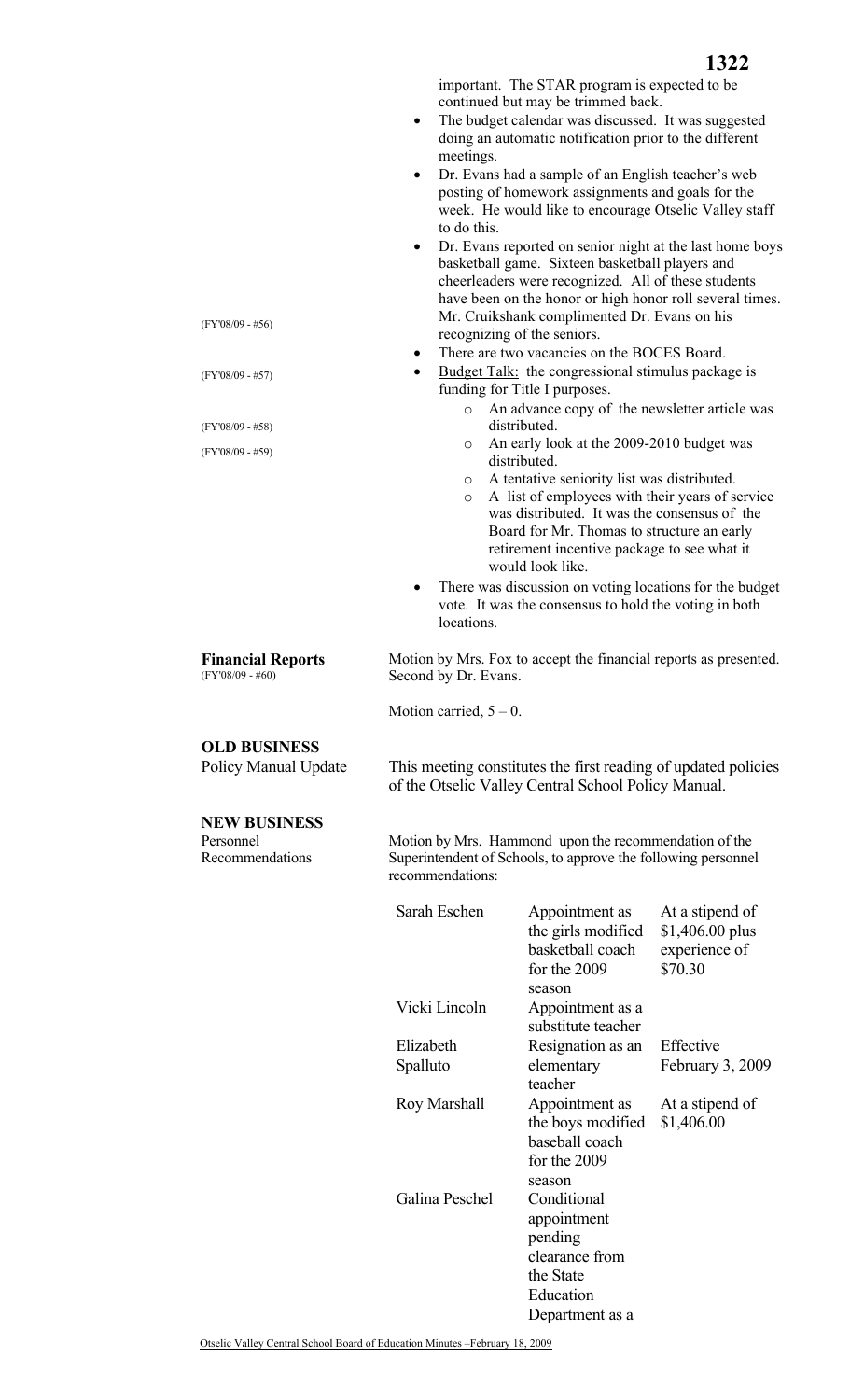important. The STAR program is expected to be continued but may be trimmed back.

- The budget calendar was discussed. It was suggested doing an automatic notification prior to the different meetings.
- Dr. Evans had a sample of an English teacher's web posting of homework assignments and goals for the week. He would like to encourage Otselic Valley staff to do this.
- Dr. Evans reported on senior night at the last home boys basketball game. Sixteen basketball players and cheerleaders were recognized. All of these students have been on the honor or high honor roll several times. Mr. Cruikshank complimented Dr. Evans on his recognizing of the seniors.
- There are two vacancies on the BOCES Board.
- Budget Talk: the congressional stimulus package is funding for Title I purposes.
  - (FY'08/09 - #56) An advance copy of the newsletter article was distributed.
  - (FY'08/09 - #57) An early look at the 2009-2010 budget was distributed.
  - (FY'08/09 - #58) A tentative seniority list was distributed.
  - (FY'08/09 - #59) A list of employees with their years of service was distributed. It was the consensus of the Board for Mr. Thomas to structure an early retirement incentive package to see what it would look like.
- There was discussion on voting locations for the budget vote. It was the consensus to hold the voting in both locations.

**Financial Reports**
(FY'08/09 - #60)

Motion by Mrs. Fox to accept the financial reports as presented. Second by Dr. Evans.

Motion carried, 5 – 0.

**OLD BUSINESS**

Policy Manual Update

This meeting constitutes the first reading of updated policies of the Otselic Valley Central School Policy Manual.

**NEW BUSINESS**

Personnel Recommendations

Motion by Mrs. Hammond upon the recommendation of the Superintendent of Schools, to approve the following personnel recommendations:

| | | |
|---|---|---|
| Sarah Eschen | Appointment as the girls modified basketball coach for the 2009 season | At a stipend of $1,406.00 plus experience of $70.30 |
| Vicki Lincoln | Appointment as a substitute teacher | |
| Elizabeth Spalluto | Resignation as an elementary teacher | Effective February 3, 2009 |
| Roy Marshall | Appointment as the boys modified baseball coach for the 2009 season | At a stipend of $1,406.00 |
| Galina Peschel | Conditional appointment pending clearance from the State Education Department as a | |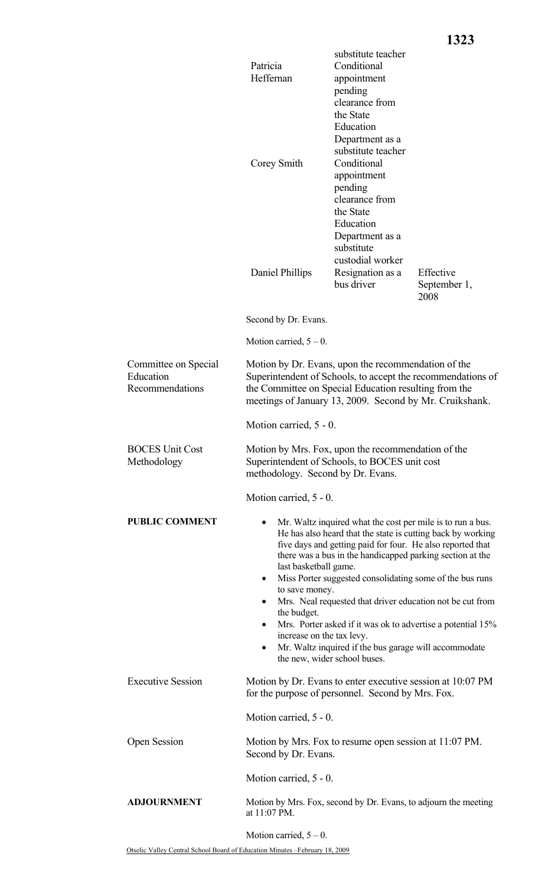| | | |
|---|---|---|
| | substitute teacher | |
| Patricia Heffernan | Conditional appointment pending clearance from the State Education Department as a substitute teacher | |
| Corey Smith | Conditional appointment pending clearance from the State Education Department as a substitute custodial worker | |
| Daniel Phillips | Resignation as a bus driver | Effective September 1, 2008 |

Second by Dr. Evans.

Motion carried, 5 – 0.

Committee on Special Education Recommendations

Motion by Dr. Evans, upon the recommendation of the Superintendent of Schools, to accept the recommendations of the Committee on Special Education resulting from the meetings of January 13, 2009. Second by Mr. Cruikshank.

Motion carried, 5 - 0.

BOCES Unit Cost Methodology

Motion by Mrs. Fox, upon the recommendation of the Superintendent of Schools, to BOCES unit cost methodology. Second by Dr. Evans.

Motion carried, 5 - 0.

**PUBLIC COMMENT**

- Mr. Waltz inquired what the cost per mile is to run a bus. He has also heard that the state is cutting back by working five days and getting paid for four. He also reported that there was a bus in the handicapped parking section at the last basketball game.
- Miss Porter suggested consolidating some of the bus runs to save money.
- Mrs. Neal requested that driver education not be cut from the budget.
- Mrs. Porter asked if it was ok to advertise a potential 15% increase on the tax levy.
- Mr. Waltz inquired if the bus garage will accommodate the new, wider school buses.

Executive Session

Motion by Dr. Evans to enter executive session at 10:07 PM for the purpose of personnel. Second by Mrs. Fox.

Motion carried, 5 - 0.

Open Session

Motion by Mrs. Fox to resume open session at 11:07 PM. Second by Dr. Evans.

Motion carried, 5 - 0.

**ADJOURNMENT**

Motion by Mrs. Fox, second by Dr. Evans, to adjourn the meeting at 11:07 PM.

Motion carried, 5 – 0.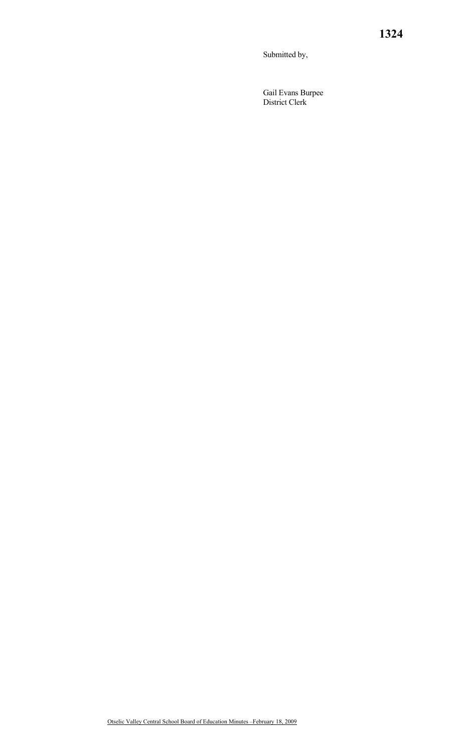Submitted by,

Gail Evans Burpee
District Clerk